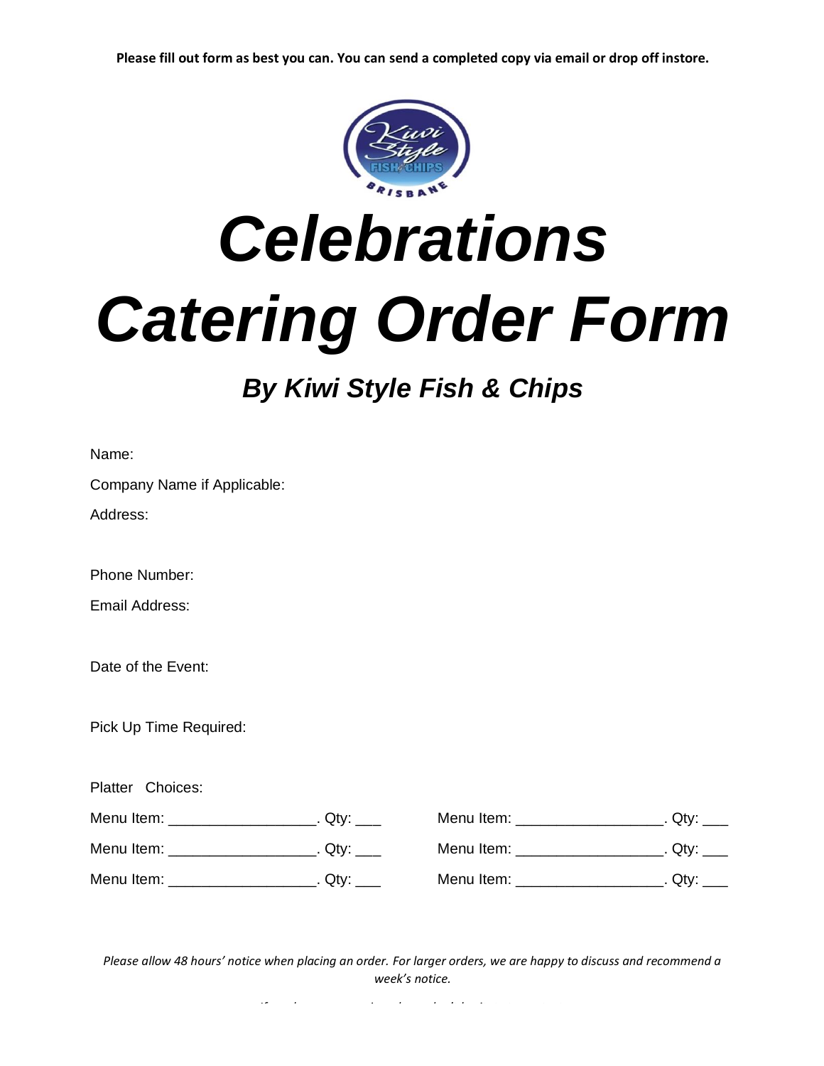**Please fill out form as best you can. You can send a completed copy via email or drop off instore.**

# *Celebrations*
# *Catering Order Form*

## *By Kiwi Style Fish & Chips*

Name:

Company Name if Applicable:

Address:

Phone Number:

Email Address:

Date of the Event:

Pick Up Time Required:

Platter Choices:

Menu Item: __________________. Qty: ___

Menu Item: __________________. Qty: ___

Menu Item: __________________. Qty: ___

Menu Item: __________________. Qty: ___

Menu Item: __________________. Qty: ___

Menu Item: __________________. Qty: ___

*Please allow 48 hours' notice when placing an order. For larger orders, we are happy to discuss and recommend a week's notice.*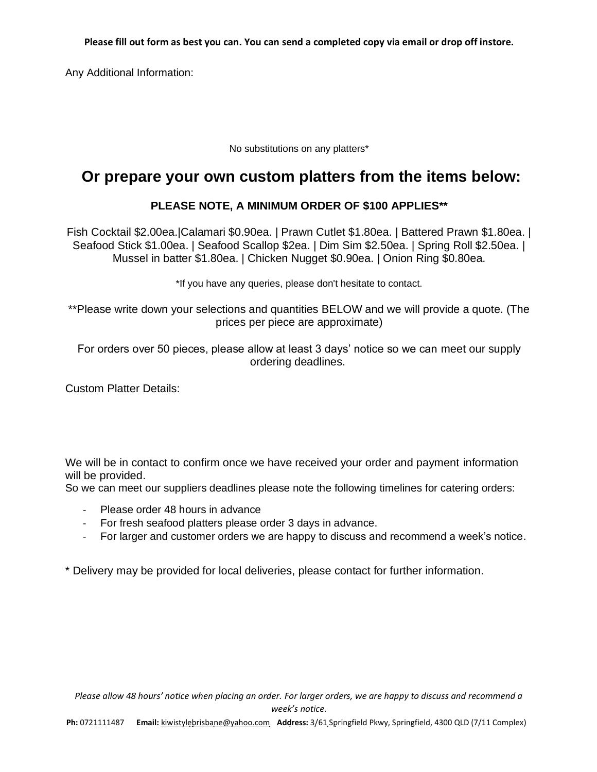**Please fill out form as best you can. You can send a completed copy via email or drop off instore.**

Any Additional Information:

No substitutions on any platters*

# Or prepare your own custom platters from the items below:

**PLEASE NOTE, A MINIMUM ORDER OF $100 APPLIES****

Fish Cocktail $2.00ea.|Calamari $0.90ea. | Prawn Cutlet $1.80ea. | Battered Prawn $1.80ea. | Seafood Stick $1.00ea. | Seafood Scallop $2ea. | Dim Sim $2.50ea. | Spring Roll $2.50ea. | Mussel in batter $1.80ea. | Chicken Nugget $0.90ea. | Onion Ring $0.80ea.

*If you have any queries, please don't hesitate to contact.

**Please write down your selections and quantities BELOW and we will provide a quote. (The prices per piece are approximate)

For orders over 50 pieces, please allow at least 3 days' notice so we can meet our supply ordering deadlines.

Custom Platter Details:

We will be in contact to confirm once we have received your order and payment information will be provided.
So we can meet our suppliers deadlines please note the following timelines for catering orders:

- Please order 48 hours in advance
- For fresh seafood platters please order 3 days in advance.
- For larger and customer orders we are happy to discuss and recommend a week's notice.

* Delivery may be provided for local deliveries, please contact for further information.

*Please allow 48 hours' notice when placing an order. For larger orders, we are happy to discuss and recommend a week's notice.*

**Ph:** 0721111487 **Email:** kiwistylebrisbane@yahoo.com **Address:** 3/61 Springfield Pkwy, Springfield, 4300 QLD (7/11 Complex)